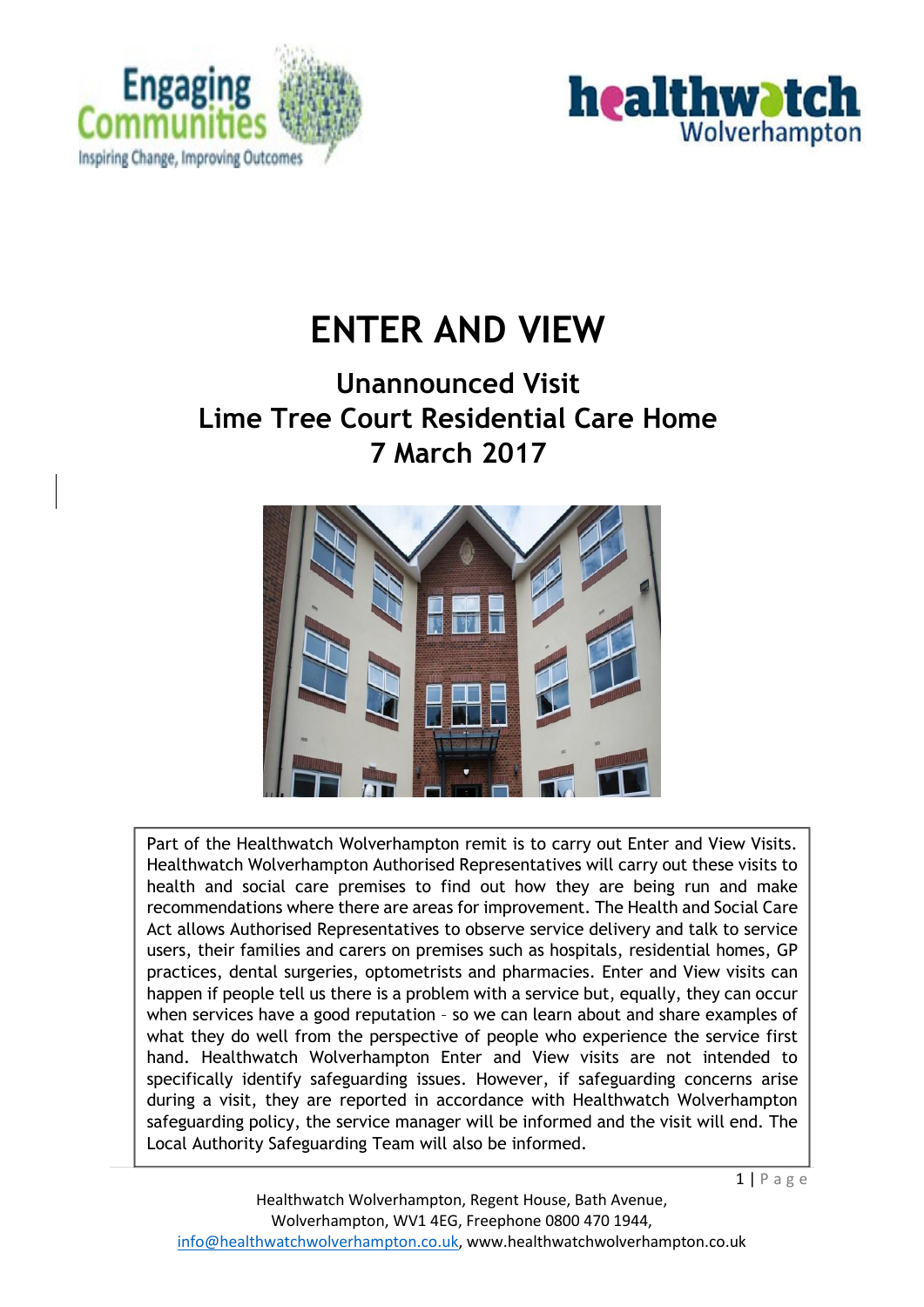# ENTER AND VIEW

## Unannounced Visit
## Lime Tree Court Residential Care Home
## 7 March 2017

Part of the Healthwatch Wolverhampton remit is to carry out Enter and View Visits. Healthwatch Wolverhampton Authorised Representatives will carry out these visits to health and social care premises to find out how they are being run and make recommendations where there are areas for improvement. The Health and Social Care Act allows Authorised Representatives to observe service delivery and talk to service users, their families and carers on premises such as hospitals, residential homes, GP practices, dental surgeries, optometrists and pharmacies. Enter and View visits can happen if people tell us there is a problem with a service but, equally, they can occur when services have a good reputation – so we can learn about and share examples of what they do well from the perspective of people who experience the service first hand. Healthwatch Wolverhampton Enter and View visits are not intended to specifically identify safeguarding issues. However, if safeguarding concerns arise during a visit, they are reported in accordance with Healthwatch Wolverhampton safeguarding policy, the service manager will be informed and the visit will end. The Local Authority Safeguarding Team will also be informed.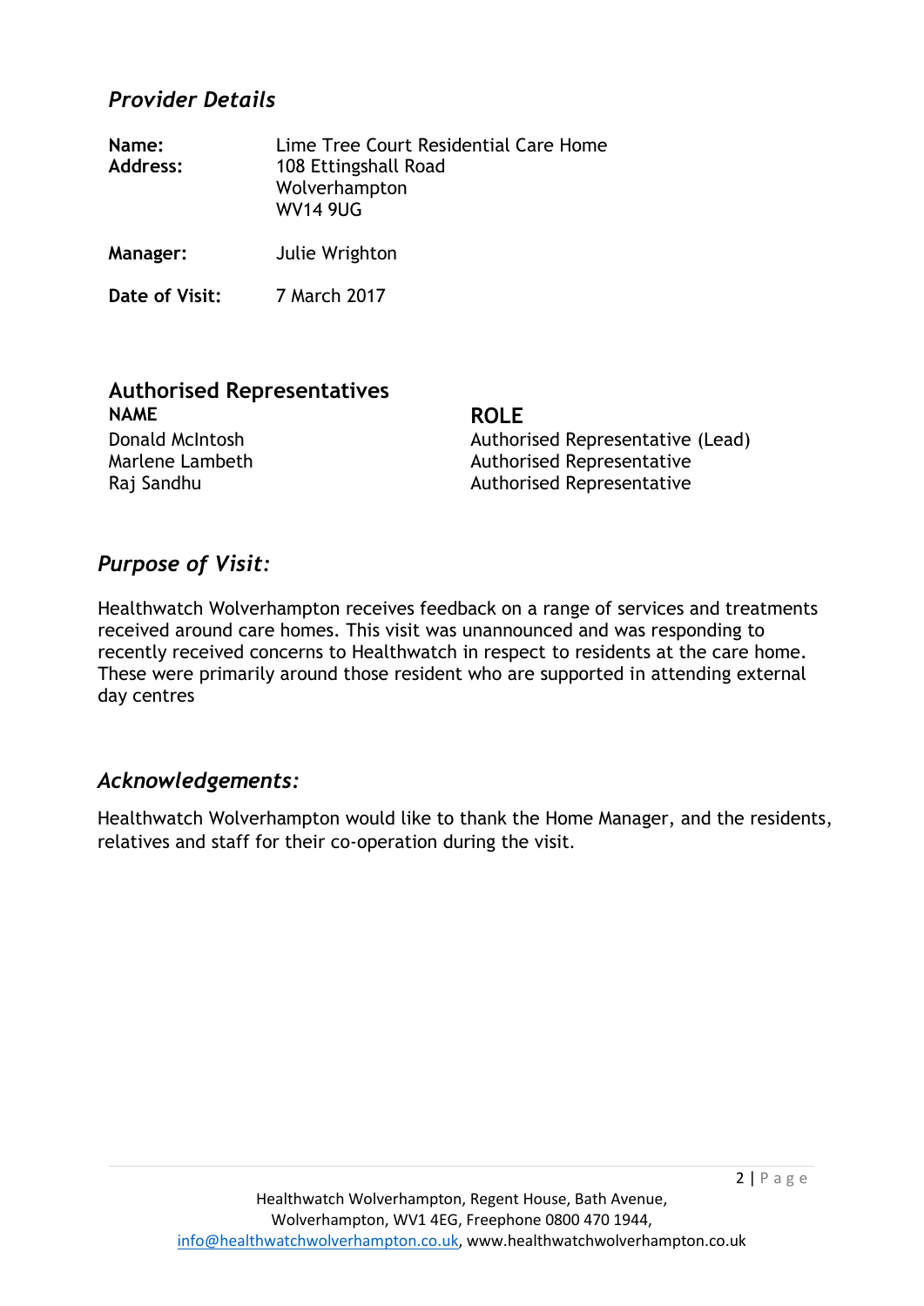## *Provider Details*

**Name:** Lime Tree Court Residential Care Home
**Address:** 108 Ettingshall Road
Wolverhampton
WV14 9UG

**Manager:** Julie Wrighton

**Date of Visit:** 7 March 2017

## Authorised Representatives

| NAME | ROLE |
|---|---|
| Donald McIntosh | Authorised Representative (Lead) |
| Marlene Lambeth | Authorised Representative |
| Raj Sandhu | Authorised Representative |

## *Purpose of Visit:*

Healthwatch Wolverhampton receives feedback on a range of services and treatments received around care homes. This visit was unannounced and was responding to recently received concerns to Healthwatch in respect to residents at the care home. These were primarily around those resident who are supported in attending external day centres

## *Acknowledgements:*

Healthwatch Wolverhampton would like to thank the Home Manager, and the residents, relatives and staff for their co-operation during the visit.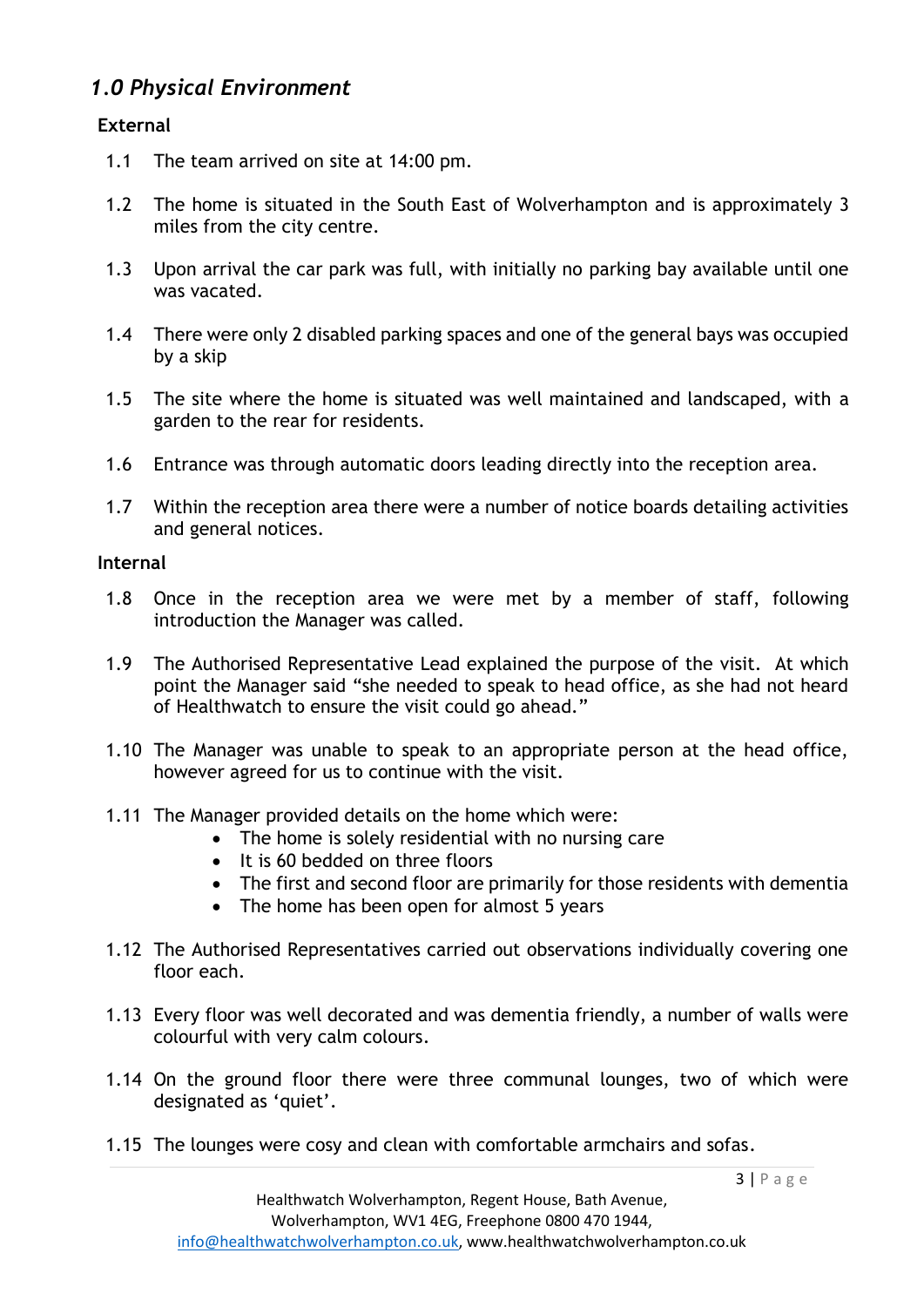## *1.0 Physical Environment*

**External**

1.1 The team arrived on site at 14:00 pm.

1.2 The home is situated in the South East of Wolverhampton and is approximately 3 miles from the city centre.

1.3 Upon arrival the car park was full, with initially no parking bay available until one was vacated.

1.4 There were only 2 disabled parking spaces and one of the general bays was occupied by a skip

1.5 The site where the home is situated was well maintained and landscaped, with a garden to the rear for residents.

1.6 Entrance was through automatic doors leading directly into the reception area.

1.7 Within the reception area there were a number of notice boards detailing activities and general notices.

**Internal**

1.8 Once in the reception area we were met by a member of staff, following introduction the Manager was called.

1.9 The Authorised Representative Lead explained the purpose of the visit. At which point the Manager said "she needed to speak to head office, as she had not heard of Healthwatch to ensure the visit could go ahead."

1.10 The Manager was unable to speak to an appropriate person at the head office, however agreed for us to continue with the visit.

1.11 The Manager provided details on the home which were:

- The home is solely residential with no nursing care
- It is 60 bedded on three floors
- The first and second floor are primarily for those residents with dementia
- The home has been open for almost 5 years

1.12 The Authorised Representatives carried out observations individually covering one floor each.

1.13 Every floor was well decorated and was dementia friendly, a number of walls were colourful with very calm colours.

1.14 On the ground floor there were three communal lounges, two of which were designated as 'quiet'.

1.15 The lounges were cosy and clean with comfortable armchairs and sofas.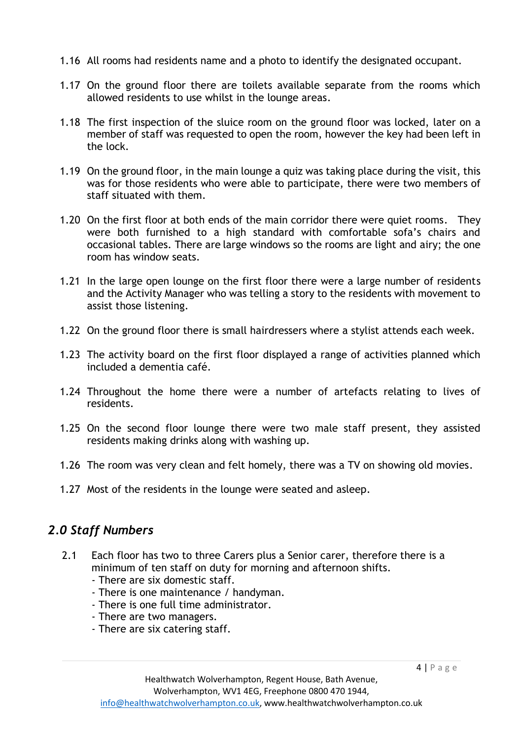1.16 All rooms had residents name and a photo to identify the designated occupant.

1.17 On the ground floor there are toilets available separate from the rooms which allowed residents to use whilst in the lounge areas.

1.18 The first inspection of the sluice room on the ground floor was locked, later on a member of staff was requested to open the room, however the key had been left in the lock.

1.19 On the ground floor, in the main lounge a quiz was taking place during the visit, this was for those residents who were able to participate, there were two members of staff situated with them.

1.20 On the first floor at both ends of the main corridor there were quiet rooms. They were both furnished to a high standard with comfortable sofa's chairs and occasional tables. There are large windows so the rooms are light and airy; the one room has window seats.

1.21 In the large open lounge on the first floor there were a large number of residents and the Activity Manager who was telling a story to the residents with movement to assist those listening.

1.22 On the ground floor there is small hairdressers where a stylist attends each week.

1.23 The activity board on the first floor displayed a range of activities planned which included a dementia café.

1.24 Throughout the home there were a number of artefacts relating to lives of residents.

1.25 On the second floor lounge there were two male staff present, they assisted residents making drinks along with washing up.

1.26 The room was very clean and felt homely, there was a TV on showing old movies.

1.27 Most of the residents in the lounge were seated and asleep.

## *2.0 Staff Numbers*

2.1 Each floor has two to three Carers plus a Senior carer, therefore there is a minimum of ten staff on duty for morning and afternoon shifts.

- There are six domestic staff.
- There is one maintenance / handyman.
- There is one full time administrator.
- There are two managers.
- There are six catering staff.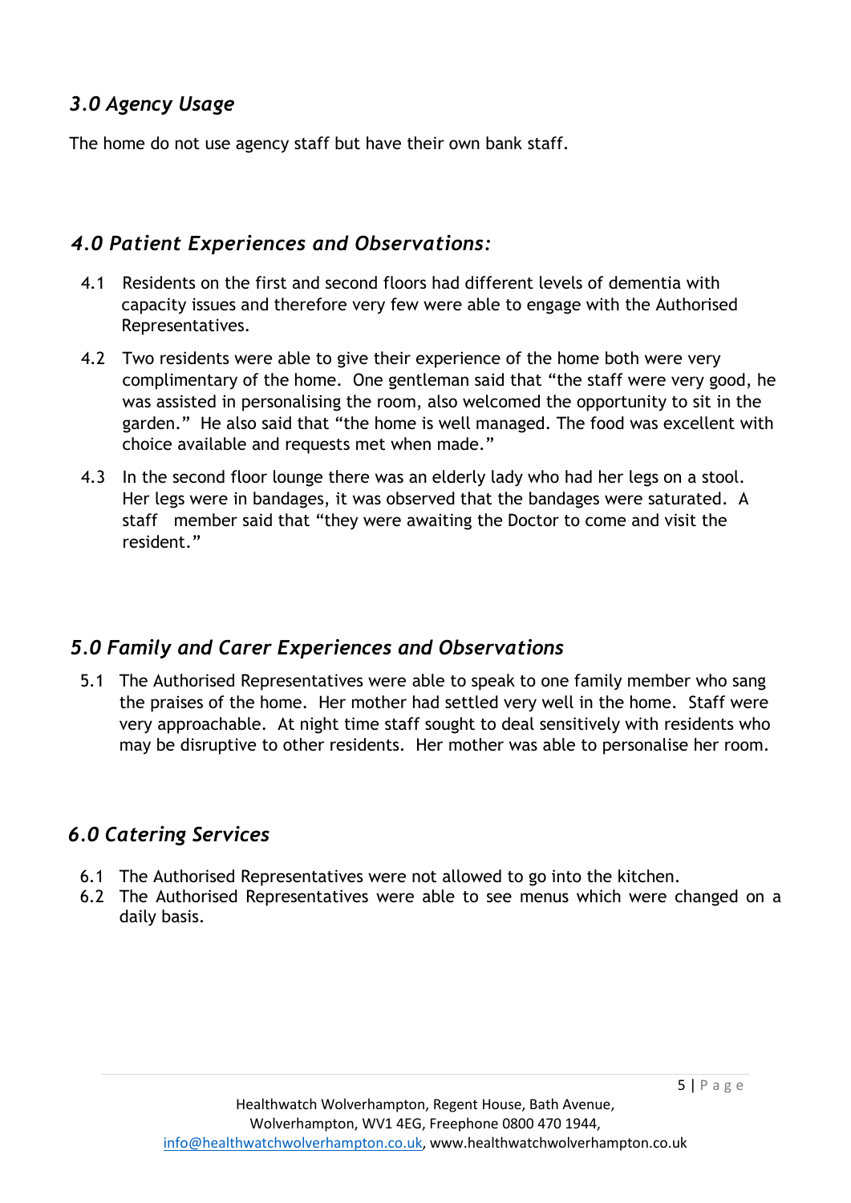## *3.0 Agency Usage*

The home do not use agency staff but have their own bank staff.

## *4.0 Patient Experiences and Observations:*

4.1 Residents on the first and second floors had different levels of dementia with capacity issues and therefore very few were able to engage with the Authorised Representatives.

4.2 Two residents were able to give their experience of the home both were very complimentary of the home. One gentleman said that "the staff were very good, he was assisted in personalising the room, also welcomed the opportunity to sit in the garden." He also said that "the home is well managed. The food was excellent with choice available and requests met when made."

4.3 In the second floor lounge there was an elderly lady who had her legs on a stool. Her legs were in bandages, it was observed that the bandages were saturated. A staff member said that "they were awaiting the Doctor to come and visit the resident."

## *5.0 Family and Carer Experiences and Observations*

5.1 The Authorised Representatives were able to speak to one family member who sang the praises of the home. Her mother had settled very well in the home. Staff were very approachable. At night time staff sought to deal sensitively with residents who may be disruptive to other residents. Her mother was able to personalise her room.

## *6.0 Catering Services*

6.1 The Authorised Representatives were not allowed to go into the kitchen.
6.2 The Authorised Representatives were able to see menus which were changed on a daily basis.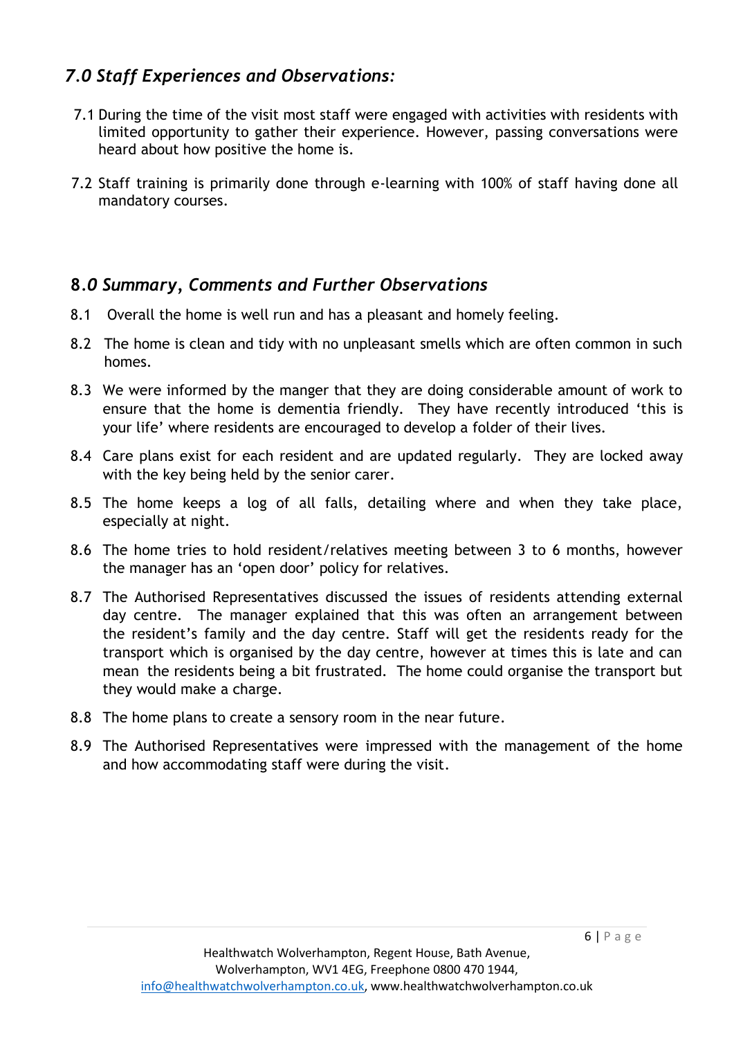## *7.0 Staff Experiences and Observations:*

7.1 During the time of the visit most staff were engaged with activities with residents with limited opportunity to gather their experience. However, passing conversations were heard about how positive the home is.

7.2 Staff training is primarily done through e-learning with 100% of staff having done all mandatory courses.

## 8.*0 Summary, Comments and Further Observations*

8.1 Overall the home is well run and has a pleasant and homely feeling.

8.2 The home is clean and tidy with no unpleasant smells which are often common in such homes.

8.3 We were informed by the manger that they are doing considerable amount of work to ensure that the home is dementia friendly. They have recently introduced 'this is your life' where residents are encouraged to develop a folder of their lives.

8.4 Care plans exist for each resident and are updated regularly. They are locked away with the key being held by the senior carer.

8.5 The home keeps a log of all falls, detailing where and when they take place, especially at night.

8.6 The home tries to hold resident/relatives meeting between 3 to 6 months, however the manager has an 'open door' policy for relatives.

8.7 The Authorised Representatives discussed the issues of residents attending external day centre. The manager explained that this was often an arrangement between the resident's family and the day centre. Staff will get the residents ready for the transport which is organised by the day centre, however at times this is late and can mean the residents being a bit frustrated. The home could organise the transport but they would make a charge.

8.8 The home plans to create a sensory room in the near future.

8.9 The Authorised Representatives were impressed with the management of the home and how accommodating staff were during the visit.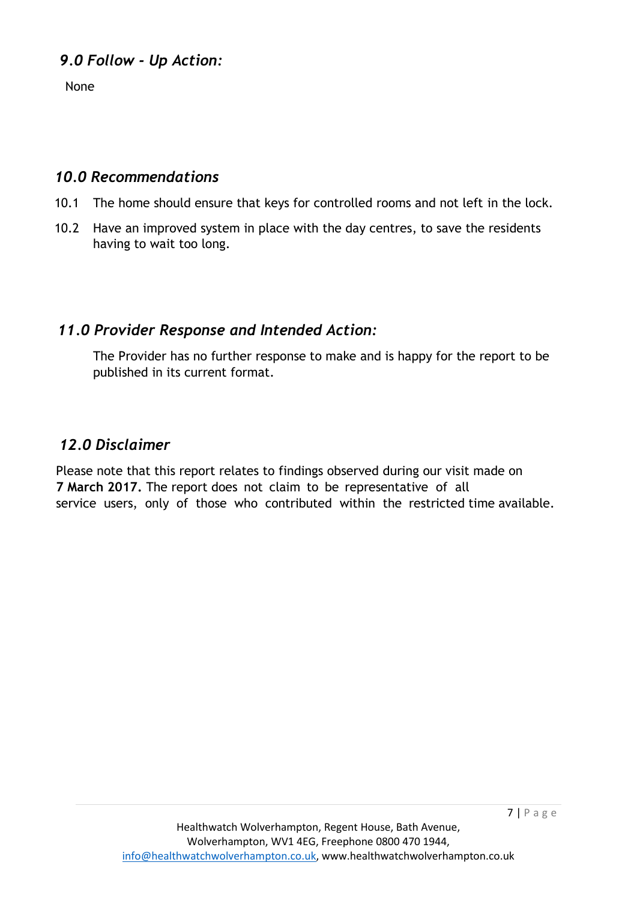## *9.0 Follow - Up Action:*

None

## *10.0 Recommendations*

10.1 The home should ensure that keys for controlled rooms and not left in the lock.

10.2 Have an improved system in place with the day centres, to save the residents having to wait too long.

## *11.0 Provider Response and Intended Action:*

The Provider has no further response to make and is happy for the report to be published in its current format.

## *12.0 Disclaimer*

Please note that this report relates to findings observed during our visit made on **7 March 2017.** The report does not claim to be representative of all service users, only of those who contributed within the restricted time available.

Healthwatch Wolverhampton, Regent House, Bath Avenue, Wolverhampton, WV1 4EG, Freephone 0800 470 1944, info@healthwatchwolverhampton.co.uk, www.healthwatchwolverhampton.co.uk